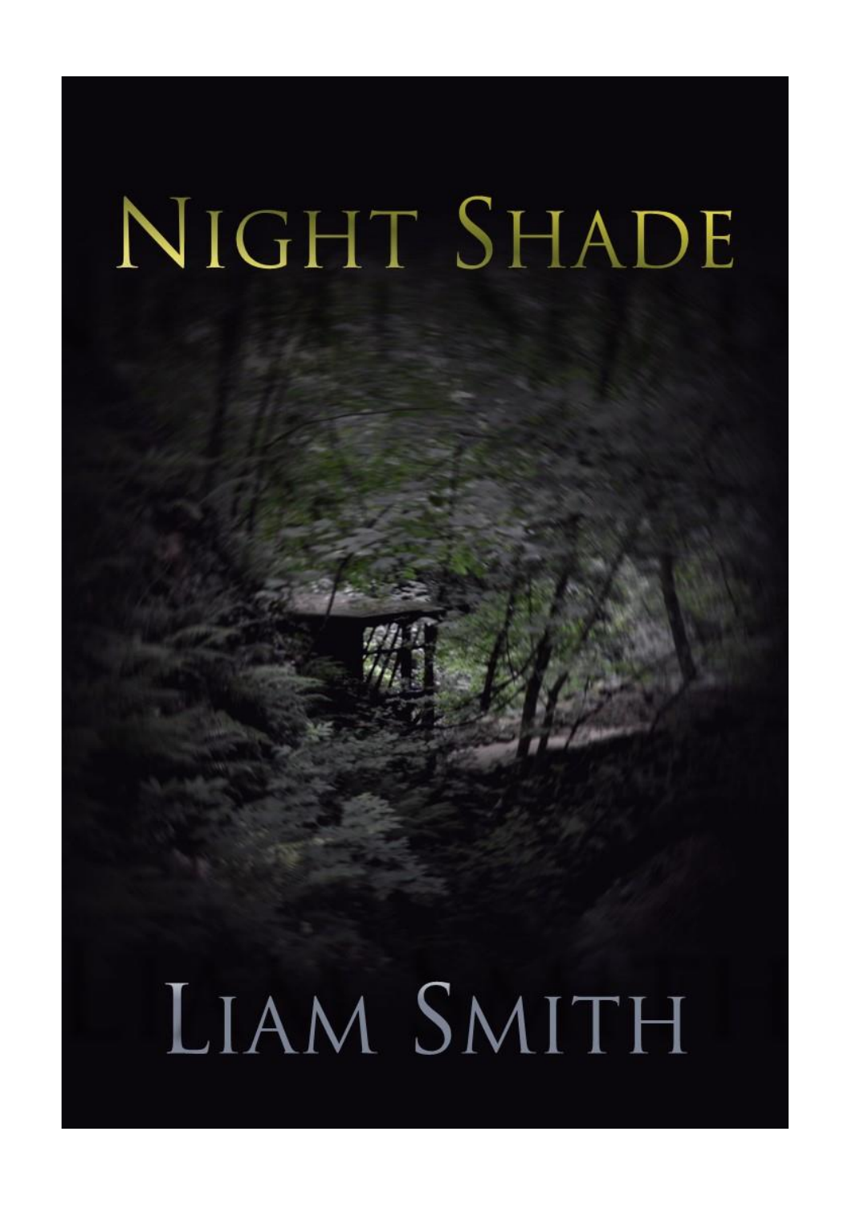# NIGHT SHADE

LIAM SMITH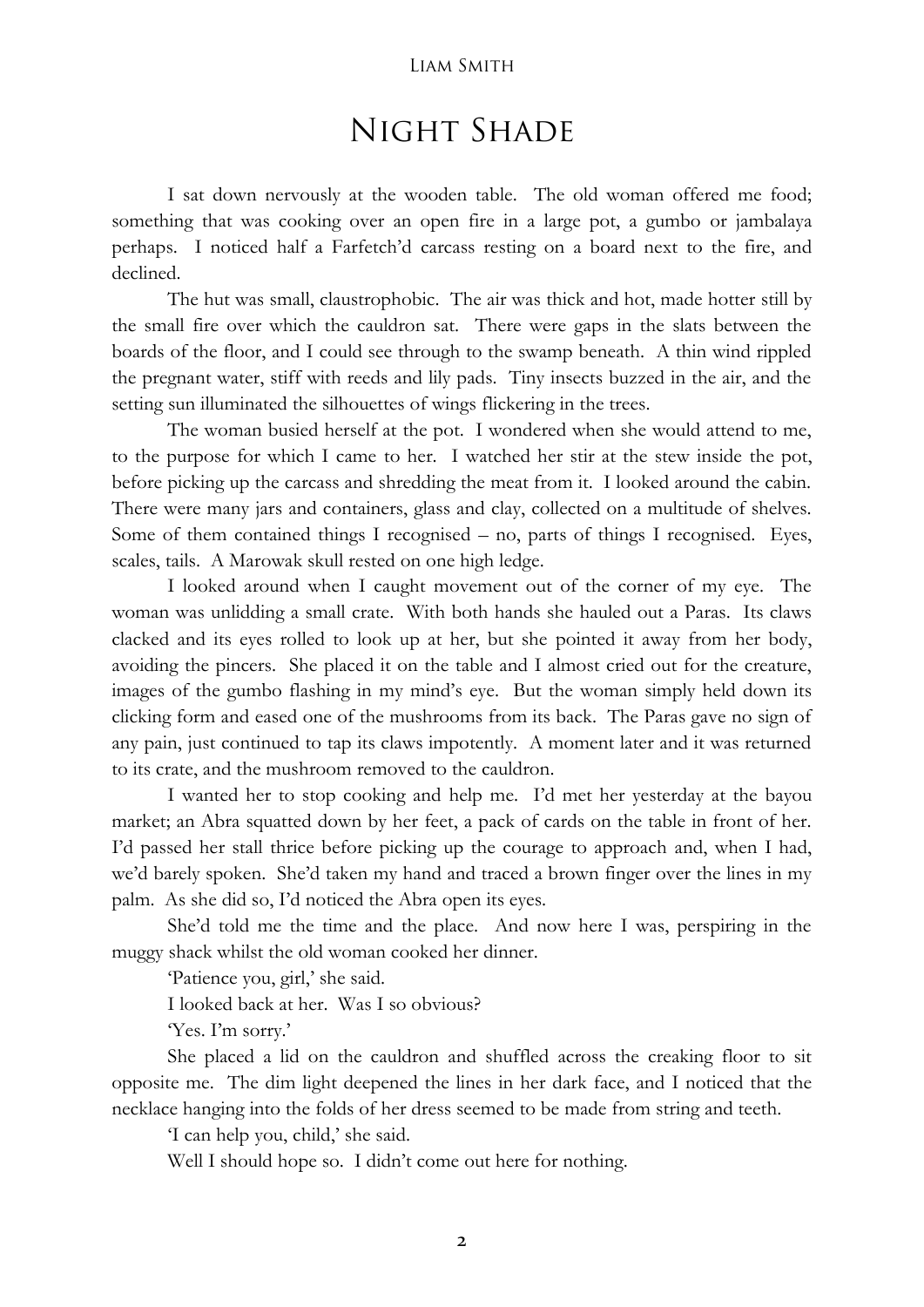# Night Shade

I sat down nervously at the wooden table. The old woman offered me food; something that was cooking over an open fire in a large pot, a gumbo or jambalaya perhaps. I noticed half a Farfetch'd carcass resting on a board next to the fire, and declined.

The hut was small, claustrophobic. The air was thick and hot, made hotter still by the small fire over which the cauldron sat. There were gaps in the slats between the boards of the floor, and I could see through to the swamp beneath. A thin wind rippled the pregnant water, stiff with reeds and lily pads. Tiny insects buzzed in the air, and the setting sun illuminated the silhouettes of wings flickering in the trees.

The woman busied herself at the pot. I wondered when she would attend to me, to the purpose for which I came to her. I watched her stir at the stew inside the pot, before picking up the carcass and shredding the meat from it. I looked around the cabin. There were many jars and containers, glass and clay, collected on a multitude of shelves. Some of them contained things I recognised – no, parts of things I recognised. Eyes, scales, tails. A Marowak skull rested on one high ledge.

I looked around when I caught movement out of the corner of my eye. The woman was unlidding a small crate. With both hands she hauled out a Paras. Its claws clacked and its eyes rolled to look up at her, but she pointed it away from her body, avoiding the pincers. She placed it on the table and I almost cried out for the creature, images of the gumbo flashing in my mind's eye. But the woman simply held down its clicking form and eased one of the mushrooms from its back. The Paras gave no sign of any pain, just continued to tap its claws impotently. A moment later and it was returned to its crate, and the mushroom removed to the cauldron.

I wanted her to stop cooking and help me. I'd met her yesterday at the bayou market; an Abra squatted down by her feet, a pack of cards on the table in front of her. I'd passed her stall thrice before picking up the courage to approach and, when I had, we'd barely spoken. She'd taken my hand and traced a brown finger over the lines in my palm. As she did so, I'd noticed the Abra open its eyes.

She'd told me the time and the place. And now here I was, perspiring in the muggy shack whilst the old woman cooked her dinner.

'Patience you, girl,' she said.

I looked back at her. Was I so obvious?

'Yes. I'm sorry.'

She placed a lid on the cauldron and shuffled across the creaking floor to sit opposite me. The dim light deepened the lines in her dark face, and I noticed that the necklace hanging into the folds of her dress seemed to be made from string and teeth.

'I can help you, child,' she said.

Well I should hope so. I didn't come out here for nothing.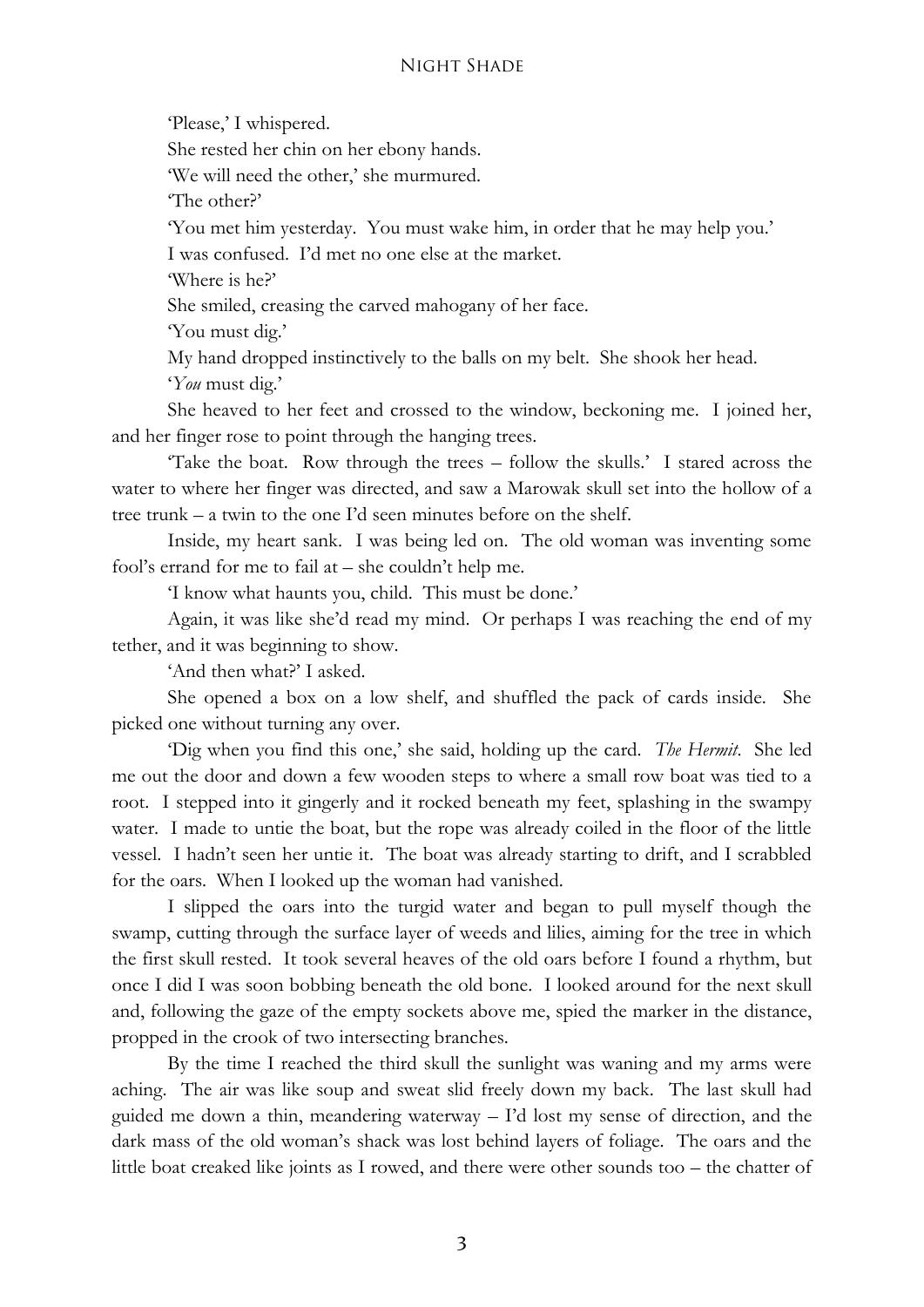'Please,' I whispered.

She rested her chin on her ebony hands.

'We will need the other,' she murmured.

'The other?'

'You met him yesterday. You must wake him, in order that he may help you.'

I was confused. I'd met no one else at the market.

'Where is he?'

She smiled, creasing the carved mahogany of her face.

'You must dig.'

My hand dropped instinctively to the balls on my belt. She shook her head.

'*You* must dig.'

She heaved to her feet and crossed to the window, beckoning me. I joined her, and her finger rose to point through the hanging trees.

'Take the boat. Row through the trees – follow the skulls.' I stared across the water to where her finger was directed, and saw a Marowak skull set into the hollow of a tree trunk – a twin to the one I'd seen minutes before on the shelf.

Inside, my heart sank. I was being led on. The old woman was inventing some fool's errand for me to fail at – she couldn't help me.

'I know what haunts you, child. This must be done.'

Again, it was like she'd read my mind. Or perhaps I was reaching the end of my tether, and it was beginning to show.

'And then what?' I asked.

She opened a box on a low shelf, and shuffled the pack of cards inside. She picked one without turning any over.

'Dig when you find this one,' she said, holding up the card. *The Hermit*. She led me out the door and down a few wooden steps to where a small row boat was tied to a root. I stepped into it gingerly and it rocked beneath my feet, splashing in the swampy water. I made to untie the boat, but the rope was already coiled in the floor of the little vessel. I hadn't seen her untie it. The boat was already starting to drift, and I scrabbled for the oars. When I looked up the woman had vanished.

I slipped the oars into the turgid water and began to pull myself though the swamp, cutting through the surface layer of weeds and lilies, aiming for the tree in which the first skull rested. It took several heaves of the old oars before I found a rhythm, but once I did I was soon bobbing beneath the old bone. I looked around for the next skull and, following the gaze of the empty sockets above me, spied the marker in the distance, propped in the crook of two intersecting branches.

By the time I reached the third skull the sunlight was waning and my arms were aching. The air was like soup and sweat slid freely down my back. The last skull had guided me down a thin, meandering waterway – I'd lost my sense of direction, and the dark mass of the old woman's shack was lost behind layers of foliage. The oars and the little boat creaked like joints as I rowed, and there were other sounds too – the chatter of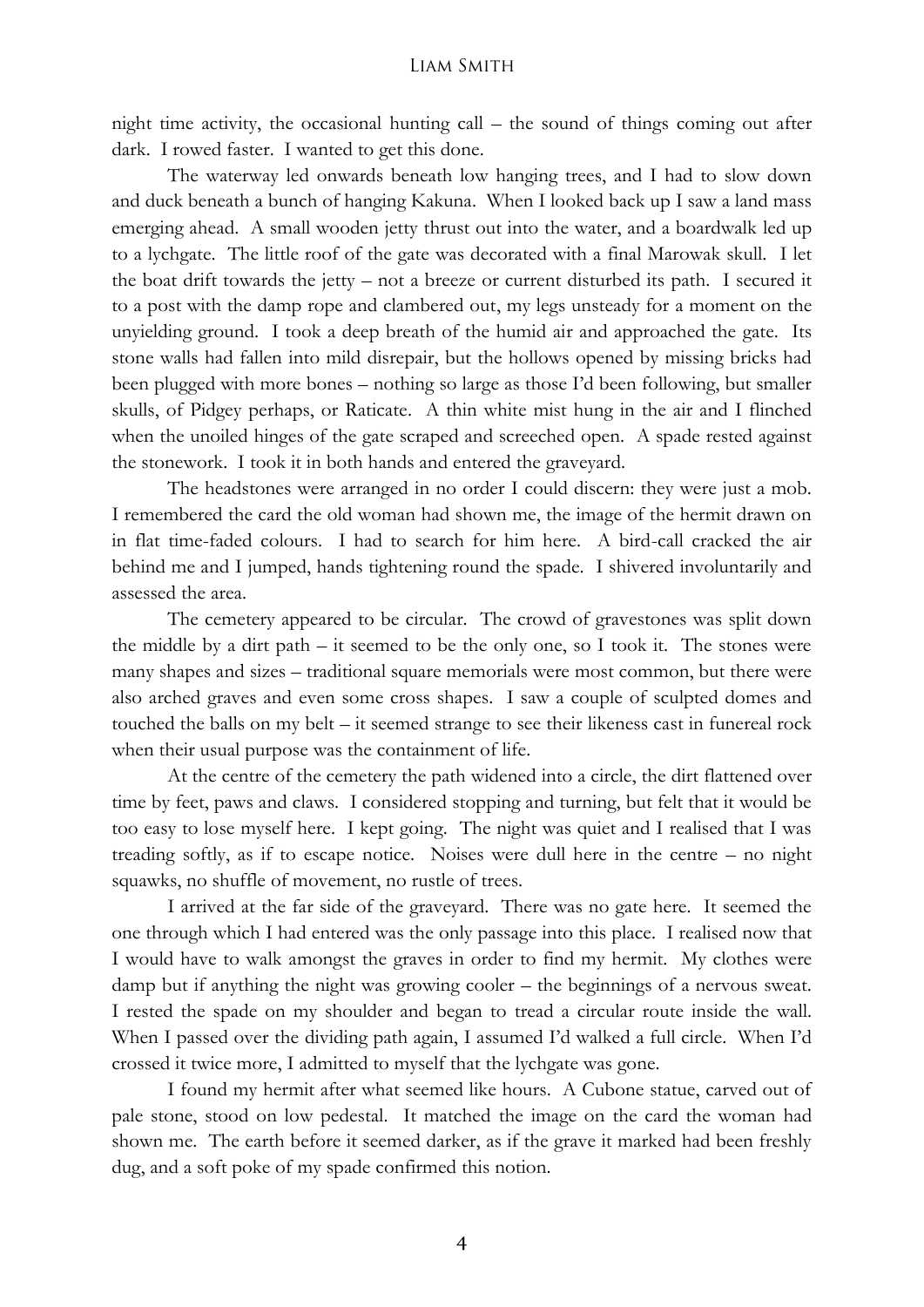night time activity, the occasional hunting call – the sound of things coming out after dark. I rowed faster. I wanted to get this done.

The waterway led onwards beneath low hanging trees, and I had to slow down and duck beneath a bunch of hanging Kakuna. When I looked back up I saw a land mass emerging ahead. A small wooden jetty thrust out into the water, and a boardwalk led up to a lychgate. The little roof of the gate was decorated with a final Marowak skull. I let the boat drift towards the jetty – not a breeze or current disturbed its path. I secured it to a post with the damp rope and clambered out, my legs unsteady for a moment on the unyielding ground. I took a deep breath of the humid air and approached the gate. Its stone walls had fallen into mild disrepair, but the hollows opened by missing bricks had been plugged with more bones – nothing so large as those I'd been following, but smaller skulls, of Pidgey perhaps, or Raticate. A thin white mist hung in the air and I flinched when the unoiled hinges of the gate scraped and screeched open. A spade rested against the stonework. I took it in both hands and entered the graveyard.

The headstones were arranged in no order I could discern: they were just a mob. I remembered the card the old woman had shown me, the image of the hermit drawn on in flat time-faded colours. I had to search for him here. A bird-call cracked the air behind me and I jumped, hands tightening round the spade. I shivered involuntarily and assessed the area.

The cemetery appeared to be circular. The crowd of gravestones was split down the middle by a dirt path – it seemed to be the only one, so I took it. The stones were many shapes and sizes – traditional square memorials were most common, but there were also arched graves and even some cross shapes. I saw a couple of sculpted domes and touched the balls on my belt – it seemed strange to see their likeness cast in funereal rock when their usual purpose was the containment of life.

At the centre of the cemetery the path widened into a circle, the dirt flattened over time by feet, paws and claws. I considered stopping and turning, but felt that it would be too easy to lose myself here. I kept going. The night was quiet and I realised that I was treading softly, as if to escape notice. Noises were dull here in the centre – no night squawks, no shuffle of movement, no rustle of trees.

I arrived at the far side of the graveyard. There was no gate here. It seemed the one through which I had entered was the only passage into this place. I realised now that I would have to walk amongst the graves in order to find my hermit. My clothes were damp but if anything the night was growing cooler – the beginnings of a nervous sweat. I rested the spade on my shoulder and began to tread a circular route inside the wall. When I passed over the dividing path again, I assumed I'd walked a full circle. When I'd crossed it twice more, I admitted to myself that the lychgate was gone.

I found my hermit after what seemed like hours. A Cubone statue, carved out of pale stone, stood on low pedestal. It matched the image on the card the woman had shown me. The earth before it seemed darker, as if the grave it marked had been freshly dug, and a soft poke of my spade confirmed this notion.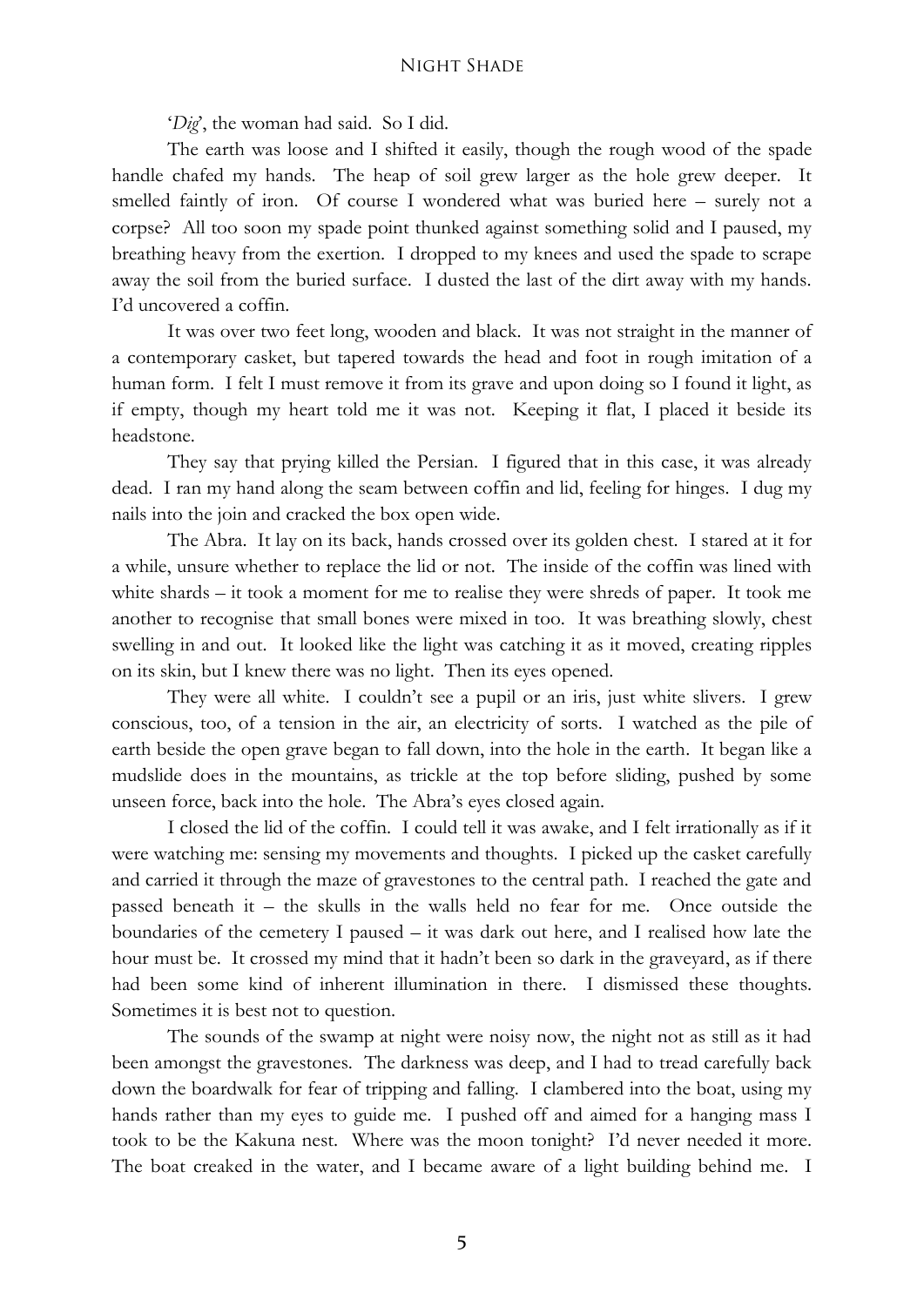'*Dig*', the woman had said. So I did.

The earth was loose and I shifted it easily, though the rough wood of the spade handle chafed my hands. The heap of soil grew larger as the hole grew deeper. It smelled faintly of iron. Of course I wondered what was buried here – surely not a corpse? All too soon my spade point thunked against something solid and I paused, my breathing heavy from the exertion. I dropped to my knees and used the spade to scrape away the soil from the buried surface. I dusted the last of the dirt away with my hands. I'd uncovered a coffin.

It was over two feet long, wooden and black. It was not straight in the manner of a contemporary casket, but tapered towards the head and foot in rough imitation of a human form. I felt I must remove it from its grave and upon doing so I found it light, as if empty, though my heart told me it was not. Keeping it flat, I placed it beside its headstone.

They say that prying killed the Persian. I figured that in this case, it was already dead. I ran my hand along the seam between coffin and lid, feeling for hinges. I dug my nails into the join and cracked the box open wide.

The Abra. It lay on its back, hands crossed over its golden chest. I stared at it for a while, unsure whether to replace the lid or not. The inside of the coffin was lined with white shards – it took a moment for me to realise they were shreds of paper. It took me another to recognise that small bones were mixed in too. It was breathing slowly, chest swelling in and out. It looked like the light was catching it as it moved, creating ripples on its skin, but I knew there was no light. Then its eyes opened.

They were all white. I couldn't see a pupil or an iris, just white slivers. I grew conscious, too, of a tension in the air, an electricity of sorts. I watched as the pile of earth beside the open grave began to fall down, into the hole in the earth. It began like a mudslide does in the mountains, as trickle at the top before sliding, pushed by some unseen force, back into the hole. The Abra's eyes closed again.

I closed the lid of the coffin. I could tell it was awake, and I felt irrationally as if it were watching me: sensing my movements and thoughts. I picked up the casket carefully and carried it through the maze of gravestones to the central path. I reached the gate and passed beneath it – the skulls in the walls held no fear for me. Once outside the boundaries of the cemetery I paused – it was dark out here, and I realised how late the hour must be. It crossed my mind that it hadn't been so dark in the graveyard, as if there had been some kind of inherent illumination in there. I dismissed these thoughts. Sometimes it is best not to question.

The sounds of the swamp at night were noisy now, the night not as still as it had been amongst the gravestones. The darkness was deep, and I had to tread carefully back down the boardwalk for fear of tripping and falling. I clambered into the boat, using my hands rather than my eyes to guide me. I pushed off and aimed for a hanging mass I took to be the Kakuna nest. Where was the moon tonight? I'd never needed it more. The boat creaked in the water, and I became aware of a light building behind me. I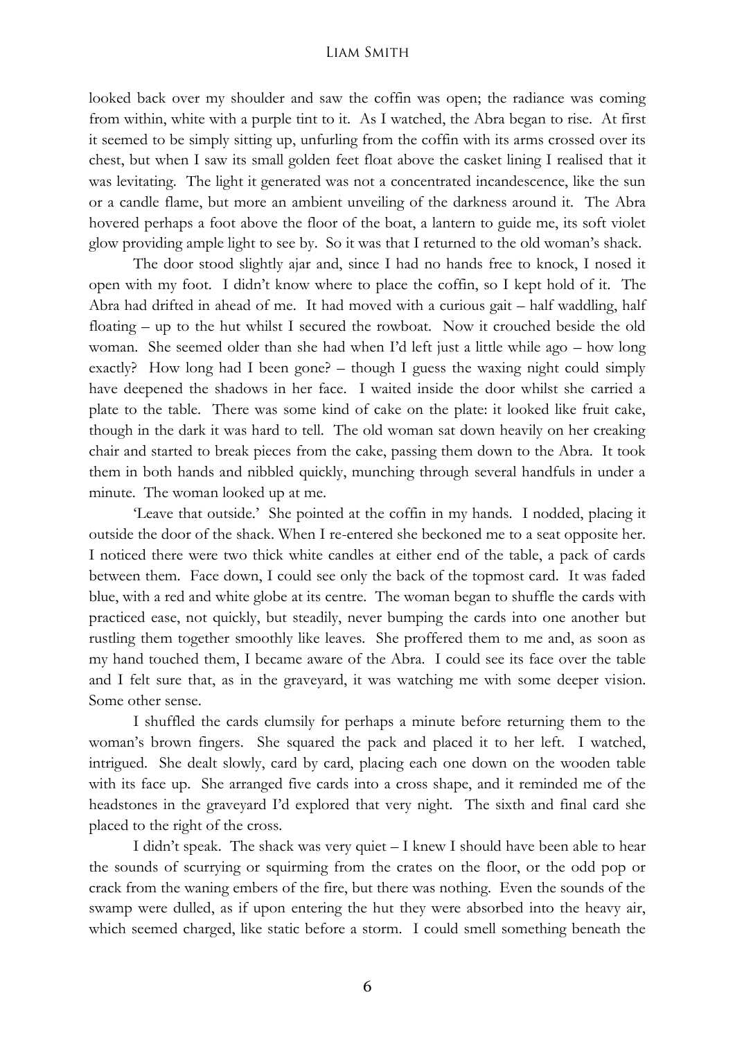looked back over my shoulder and saw the coffin was open; the radiance was coming from within, white with a purple tint to it. As I watched, the Abra began to rise. At first it seemed to be simply sitting up, unfurling from the coffin with its arms crossed over its chest, but when I saw its small golden feet float above the casket lining I realised that it was levitating. The light it generated was not a concentrated incandescence, like the sun or a candle flame, but more an ambient unveiling of the darkness around it. The Abra hovered perhaps a foot above the floor of the boat, a lantern to guide me, its soft violet glow providing ample light to see by. So it was that I returned to the old woman's shack.

The door stood slightly ajar and, since I had no hands free to knock, I nosed it open with my foot. I didn't know where to place the coffin, so I kept hold of it. The Abra had drifted in ahead of me. It had moved with a curious gait – half waddling, half floating – up to the hut whilst I secured the rowboat. Now it crouched beside the old woman. She seemed older than she had when I'd left just a little while ago – how long exactly? How long had I been gone? – though I guess the waxing night could simply have deepened the shadows in her face. I waited inside the door whilst she carried a plate to the table. There was some kind of cake on the plate: it looked like fruit cake, though in the dark it was hard to tell. The old woman sat down heavily on her creaking chair and started to break pieces from the cake, passing them down to the Abra. It took them in both hands and nibbled quickly, munching through several handfuls in under a minute. The woman looked up at me.

'Leave that outside.' She pointed at the coffin in my hands. I nodded, placing it outside the door of the shack. When I re-entered she beckoned me to a seat opposite her. I noticed there were two thick white candles at either end of the table, a pack of cards between them. Face down, I could see only the back of the topmost card. It was faded blue, with a red and white globe at its centre. The woman began to shuffle the cards with practiced ease, not quickly, but steadily, never bumping the cards into one another but rustling them together smoothly like leaves. She proffered them to me and, as soon as my hand touched them, I became aware of the Abra. I could see its face over the table and I felt sure that, as in the graveyard, it was watching me with some deeper vision. Some other sense.

I shuffled the cards clumsily for perhaps a minute before returning them to the woman's brown fingers. She squared the pack and placed it to her left. I watched, intrigued. She dealt slowly, card by card, placing each one down on the wooden table with its face up. She arranged five cards into a cross shape, and it reminded me of the headstones in the graveyard I'd explored that very night. The sixth and final card she placed to the right of the cross.

I didn't speak. The shack was very quiet – I knew I should have been able to hear the sounds of scurrying or squirming from the crates on the floor, or the odd pop or crack from the waning embers of the fire, but there was nothing. Even the sounds of the swamp were dulled, as if upon entering the hut they were absorbed into the heavy air, which seemed charged, like static before a storm. I could smell something beneath the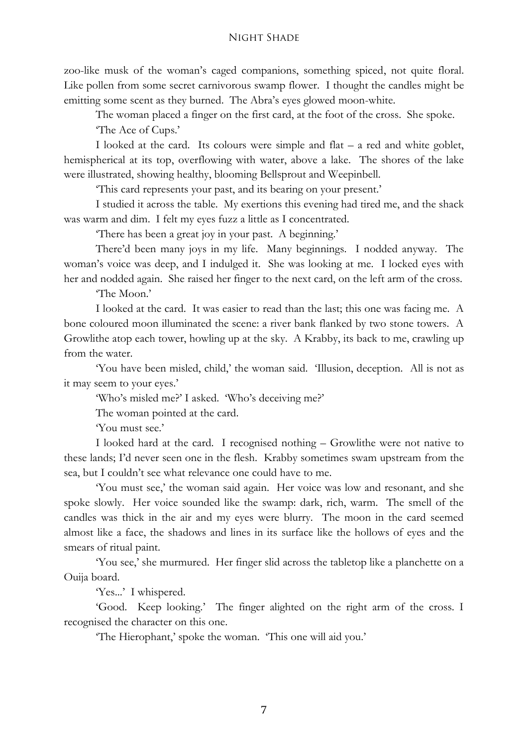zoo-like musk of the woman's caged companions, something spiced, not quite floral. Like pollen from some secret carnivorous swamp flower. I thought the candles might be emitting some scent as they burned. The Abra's eyes glowed moon-white.

The woman placed a finger on the first card, at the foot of the cross. She spoke.

'The Ace of Cups.'

I looked at the card. Its colours were simple and flat – a red and white goblet, hemispherical at its top, overflowing with water, above a lake. The shores of the lake were illustrated, showing healthy, blooming Bellsprout and Weepinbell.

'This card represents your past, and its bearing on your present.'

I studied it across the table. My exertions this evening had tired me, and the shack was warm and dim. I felt my eyes fuzz a little as I concentrated.

'There has been a great joy in your past. A beginning.'

There'd been many joys in my life. Many beginnings. I nodded anyway. The woman's voice was deep, and I indulged it. She was looking at me. I locked eyes with her and nodded again. She raised her finger to the next card, on the left arm of the cross.

'The Moon.'

I looked at the card. It was easier to read than the last; this one was facing me. A bone coloured moon illuminated the scene: a river bank flanked by two stone towers. A Growlithe atop each tower, howling up at the sky. A Krabby, its back to me, crawling up from the water.

'You have been misled, child,' the woman said. 'Illusion, deception. All is not as it may seem to your eyes.'

'Who's misled me?' I asked. 'Who's deceiving me?'

The woman pointed at the card.

'You must see.'

I looked hard at the card. I recognised nothing – Growlithe were not native to these lands; I'd never seen one in the flesh. Krabby sometimes swam upstream from the sea, but I couldn't see what relevance one could have to me.

'You must see,' the woman said again. Her voice was low and resonant, and she spoke slowly. Her voice sounded like the swamp: dark, rich, warm. The smell of the candles was thick in the air and my eyes were blurry. The moon in the card seemed almost like a face, the shadows and lines in its surface like the hollows of eyes and the smears of ritual paint.

'You see,' she murmured. Her finger slid across the tabletop like a planchette on a Ouija board.

'Yes...' I whispered.

'Good. Keep looking.' The finger alighted on the right arm of the cross. I recognised the character on this one.

'The Hierophant,' spoke the woman. 'This one will aid you.'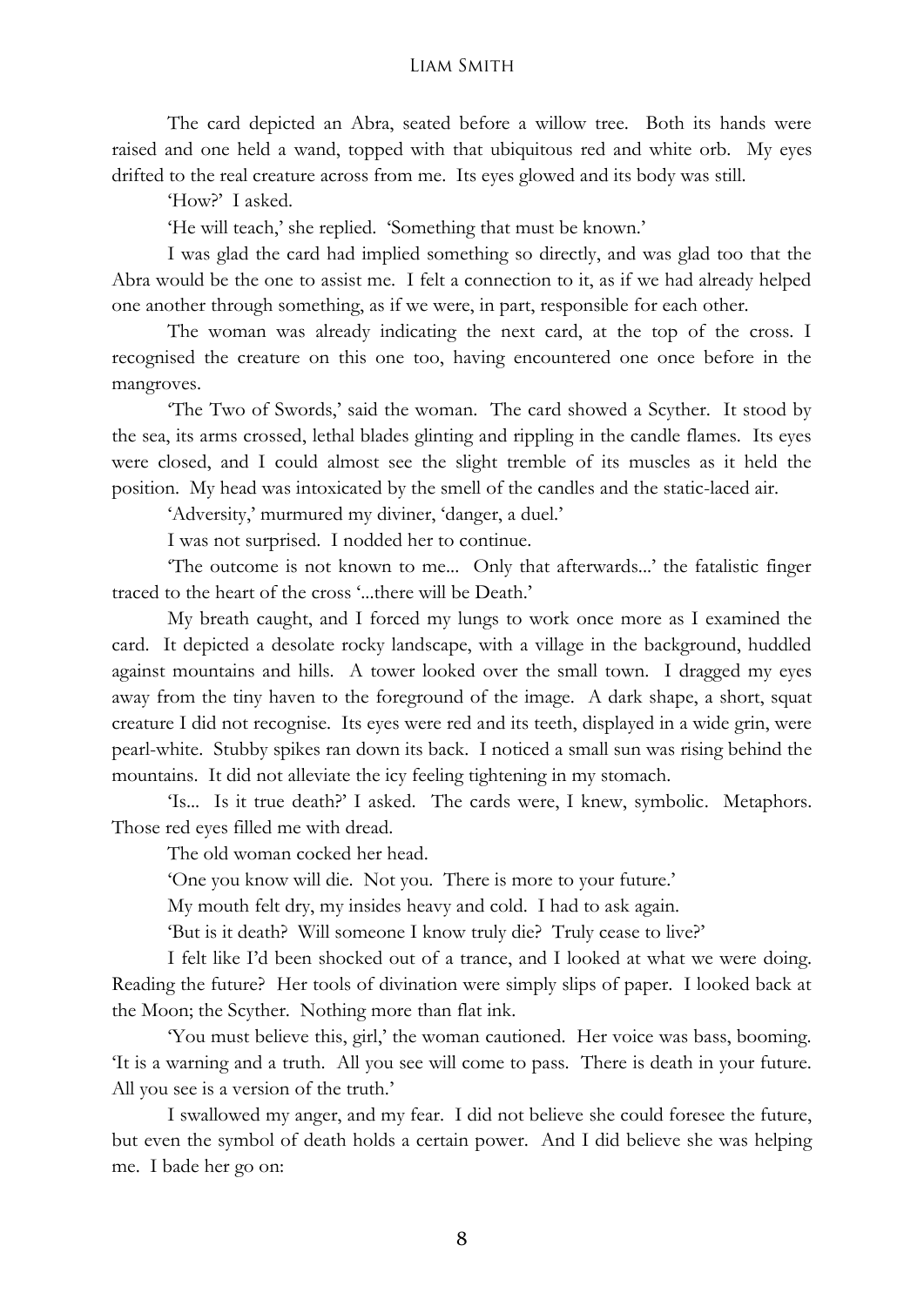The card depicted an Abra, seated before a willow tree. Both its hands were raised and one held a wand, topped with that ubiquitous red and white orb. My eyes drifted to the real creature across from me. Its eyes glowed and its body was still.

'How?' I asked.

'He will teach,' she replied. 'Something that must be known.'

I was glad the card had implied something so directly, and was glad too that the Abra would be the one to assist me. I felt a connection to it, as if we had already helped one another through something, as if we were, in part, responsible for each other.

The woman was already indicating the next card, at the top of the cross. I recognised the creature on this one too, having encountered one once before in the mangroves.

'The Two of Swords,' said the woman. The card showed a Scyther. It stood by the sea, its arms crossed, lethal blades glinting and rippling in the candle flames. Its eyes were closed, and I could almost see the slight tremble of its muscles as it held the position. My head was intoxicated by the smell of the candles and the static-laced air.

'Adversity,' murmured my diviner, 'danger, a duel.'

I was not surprised. I nodded her to continue.

'The outcome is not known to me... Only that afterwards...' the fatalistic finger traced to the heart of the cross '...there will be Death.'

My breath caught, and I forced my lungs to work once more as I examined the card. It depicted a desolate rocky landscape, with a village in the background, huddled against mountains and hills. A tower looked over the small town. I dragged my eyes away from the tiny haven to the foreground of the image. A dark shape, a short, squat creature I did not recognise. Its eyes were red and its teeth, displayed in a wide grin, were pearl-white. Stubby spikes ran down its back. I noticed a small sun was rising behind the mountains. It did not alleviate the icy feeling tightening in my stomach.

'Is... Is it true death?' I asked. The cards were, I knew, symbolic. Metaphors. Those red eyes filled me with dread.

The old woman cocked her head.

'One you know will die. Not you. There is more to your future.'

My mouth felt dry, my insides heavy and cold. I had to ask again.

'But is it death? Will someone I know truly die? Truly cease to live?'

I felt like I'd been shocked out of a trance, and I looked at what we were doing. Reading the future? Her tools of divination were simply slips of paper. I looked back at the Moon; the Scyther. Nothing more than flat ink.

'You must believe this, girl,' the woman cautioned. Her voice was bass, booming. 'It is a warning and a truth. All you see will come to pass. There is death in your future. All you see is a version of the truth.'

I swallowed my anger, and my fear. I did not believe she could foresee the future, but even the symbol of death holds a certain power. And I did believe she was helping me. I bade her go on: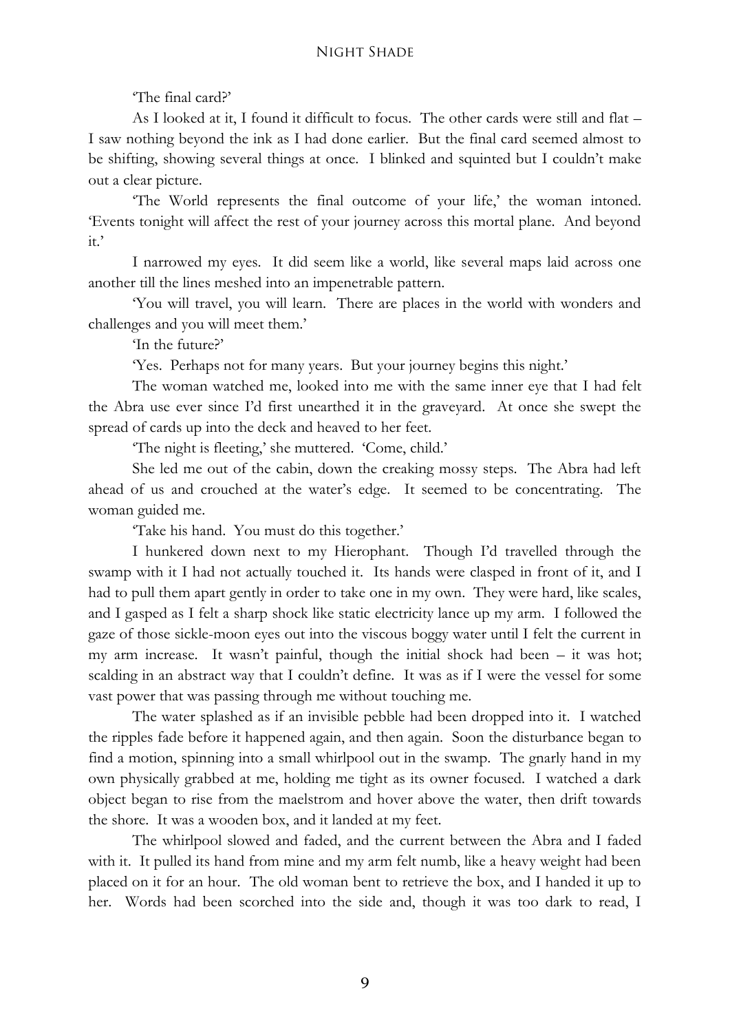'The final card?'

As I looked at it, I found it difficult to focus. The other cards were still and flat – I saw nothing beyond the ink as I had done earlier. But the final card seemed almost to be shifting, showing several things at once. I blinked and squinted but I couldn't make out a clear picture.

'The World represents the final outcome of your life,' the woman intoned. 'Events tonight will affect the rest of your journey across this mortal plane. And beyond it.'

I narrowed my eyes. It did seem like a world, like several maps laid across one another till the lines meshed into an impenetrable pattern.

'You will travel, you will learn. There are places in the world with wonders and challenges and you will meet them.'

'In the future?'

'Yes. Perhaps not for many years. But your journey begins this night.'

The woman watched me, looked into me with the same inner eye that I had felt the Abra use ever since I'd first unearthed it in the graveyard. At once she swept the spread of cards up into the deck and heaved to her feet.

'The night is fleeting,' she muttered. 'Come, child.'

She led me out of the cabin, down the creaking mossy steps. The Abra had left ahead of us and crouched at the water's edge. It seemed to be concentrating. The woman guided me.

'Take his hand. You must do this together.'

I hunkered down next to my Hierophant. Though I'd travelled through the swamp with it I had not actually touched it. Its hands were clasped in front of it, and I had to pull them apart gently in order to take one in my own. They were hard, like scales, and I gasped as I felt a sharp shock like static electricity lance up my arm. I followed the gaze of those sickle-moon eyes out into the viscous boggy water until I felt the current in my arm increase. It wasn't painful, though the initial shock had been – it was hot; scalding in an abstract way that I couldn't define. It was as if I were the vessel for some vast power that was passing through me without touching me.

The water splashed as if an invisible pebble had been dropped into it. I watched the ripples fade before it happened again, and then again. Soon the disturbance began to find a motion, spinning into a small whirlpool out in the swamp. The gnarly hand in my own physically grabbed at me, holding me tight as its owner focused. I watched a dark object began to rise from the maelstrom and hover above the water, then drift towards the shore. It was a wooden box, and it landed at my feet.

The whirlpool slowed and faded, and the current between the Abra and I faded with it. It pulled its hand from mine and my arm felt numb, like a heavy weight had been placed on it for an hour. The old woman bent to retrieve the box, and I handed it up to her. Words had been scorched into the side and, though it was too dark to read, I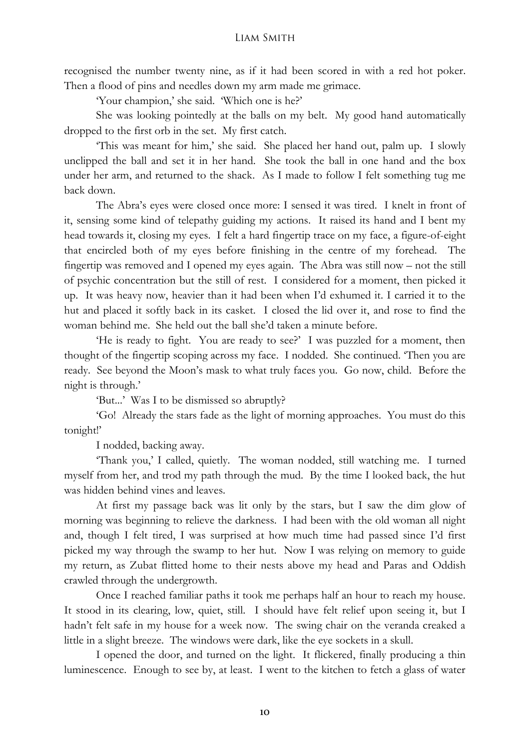recognised the number twenty nine, as if it had been scored in with a red hot poker. Then a flood of pins and needles down my arm made me grimace.

'Your champion,' she said. 'Which one is he?'

She was looking pointedly at the balls on my belt. My good hand automatically dropped to the first orb in the set. My first catch.

'This was meant for him,' she said. She placed her hand out, palm up. I slowly unclipped the ball and set it in her hand. She took the ball in one hand and the box under her arm, and returned to the shack. As I made to follow I felt something tug me back down.

The Abra's eyes were closed once more: I sensed it was tired. I knelt in front of it, sensing some kind of telepathy guiding my actions. It raised its hand and I bent my head towards it, closing my eyes. I felt a hard fingertip trace on my face, a figure-of-eight that encircled both of my eyes before finishing in the centre of my forehead. The fingertip was removed and I opened my eyes again. The Abra was still now – not the still of psychic concentration but the still of rest. I considered for a moment, then picked it up. It was heavy now, heavier than it had been when I'd exhumed it. I carried it to the hut and placed it softly back in its casket. I closed the lid over it, and rose to find the woman behind me. She held out the ball she'd taken a minute before.

'He is ready to fight. You are ready to see?' I was puzzled for a moment, then thought of the fingertip scoping across my face. I nodded. She continued. 'Then you are ready. See beyond the Moon's mask to what truly faces you. Go now, child. Before the night is through.'

'But...' Was I to be dismissed so abruptly?

'Go! Already the stars fade as the light of morning approaches. You must do this tonight!'

I nodded, backing away.

'Thank you,' I called, quietly. The woman nodded, still watching me. I turned myself from her, and trod my path through the mud. By the time I looked back, the hut was hidden behind vines and leaves.

At first my passage back was lit only by the stars, but I saw the dim glow of morning was beginning to relieve the darkness. I had been with the old woman all night and, though I felt tired, I was surprised at how much time had passed since I'd first picked my way through the swamp to her hut. Now I was relying on memory to guide my return, as Zubat flitted home to their nests above my head and Paras and Oddish crawled through the undergrowth.

Once I reached familiar paths it took me perhaps half an hour to reach my house. It stood in its clearing, low, quiet, still. I should have felt relief upon seeing it, but I hadn't felt safe in my house for a week now. The swing chair on the veranda creaked a little in a slight breeze. The windows were dark, like the eye sockets in a skull.

I opened the door, and turned on the light. It flickered, finally producing a thin luminescence. Enough to see by, at least. I went to the kitchen to fetch a glass of water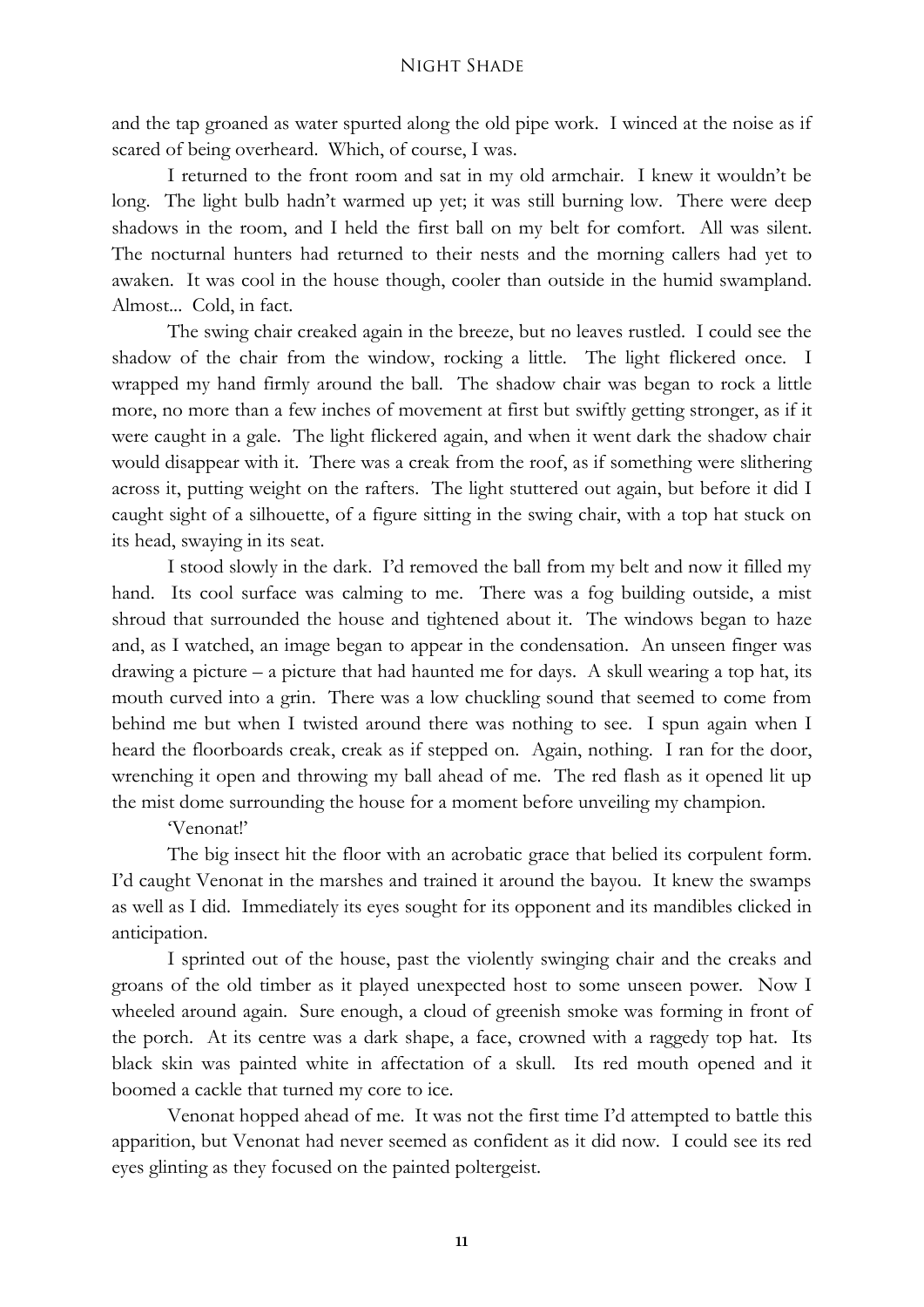and the tap groaned as water spurted along the old pipe work. I winced at the noise as if scared of being overheard. Which, of course, I was.

I returned to the front room and sat in my old armchair. I knew it wouldn't be long. The light bulb hadn't warmed up yet; it was still burning low. There were deep shadows in the room, and I held the first ball on my belt for comfort. All was silent. The nocturnal hunters had returned to their nests and the morning callers had yet to awaken. It was cool in the house though, cooler than outside in the humid swampland. Almost... Cold, in fact.

The swing chair creaked again in the breeze, but no leaves rustled. I could see the shadow of the chair from the window, rocking a little. The light flickered once. I wrapped my hand firmly around the ball. The shadow chair was began to rock a little more, no more than a few inches of movement at first but swiftly getting stronger, as if it were caught in a gale. The light flickered again, and when it went dark the shadow chair would disappear with it. There was a creak from the roof, as if something were slithering across it, putting weight on the rafters. The light stuttered out again, but before it did I caught sight of a silhouette, of a figure sitting in the swing chair, with a top hat stuck on its head, swaying in its seat.

I stood slowly in the dark. I'd removed the ball from my belt and now it filled my hand. Its cool surface was calming to me. There was a fog building outside, a mist shroud that surrounded the house and tightened about it. The windows began to haze and, as I watched, an image began to appear in the condensation. An unseen finger was drawing a picture – a picture that had haunted me for days. A skull wearing a top hat, its mouth curved into a grin. There was a low chuckling sound that seemed to come from behind me but when I twisted around there was nothing to see. I spun again when I heard the floorboards creak, creak as if stepped on. Again, nothing. I ran for the door, wrenching it open and throwing my ball ahead of me. The red flash as it opened lit up the mist dome surrounding the house for a moment before unveiling my champion.

'Venonat!'

The big insect hit the floor with an acrobatic grace that belied its corpulent form. I'd caught Venonat in the marshes and trained it around the bayou. It knew the swamps as well as I did. Immediately its eyes sought for its opponent and its mandibles clicked in anticipation.

I sprinted out of the house, past the violently swinging chair and the creaks and groans of the old timber as it played unexpected host to some unseen power. Now I wheeled around again. Sure enough, a cloud of greenish smoke was forming in front of the porch. At its centre was a dark shape, a face, crowned with a raggedy top hat. Its black skin was painted white in affectation of a skull. Its red mouth opened and it boomed a cackle that turned my core to ice.

Venonat hopped ahead of me. It was not the first time I'd attempted to battle this apparition, but Venonat had never seemed as confident as it did now. I could see its red eyes glinting as they focused on the painted poltergeist.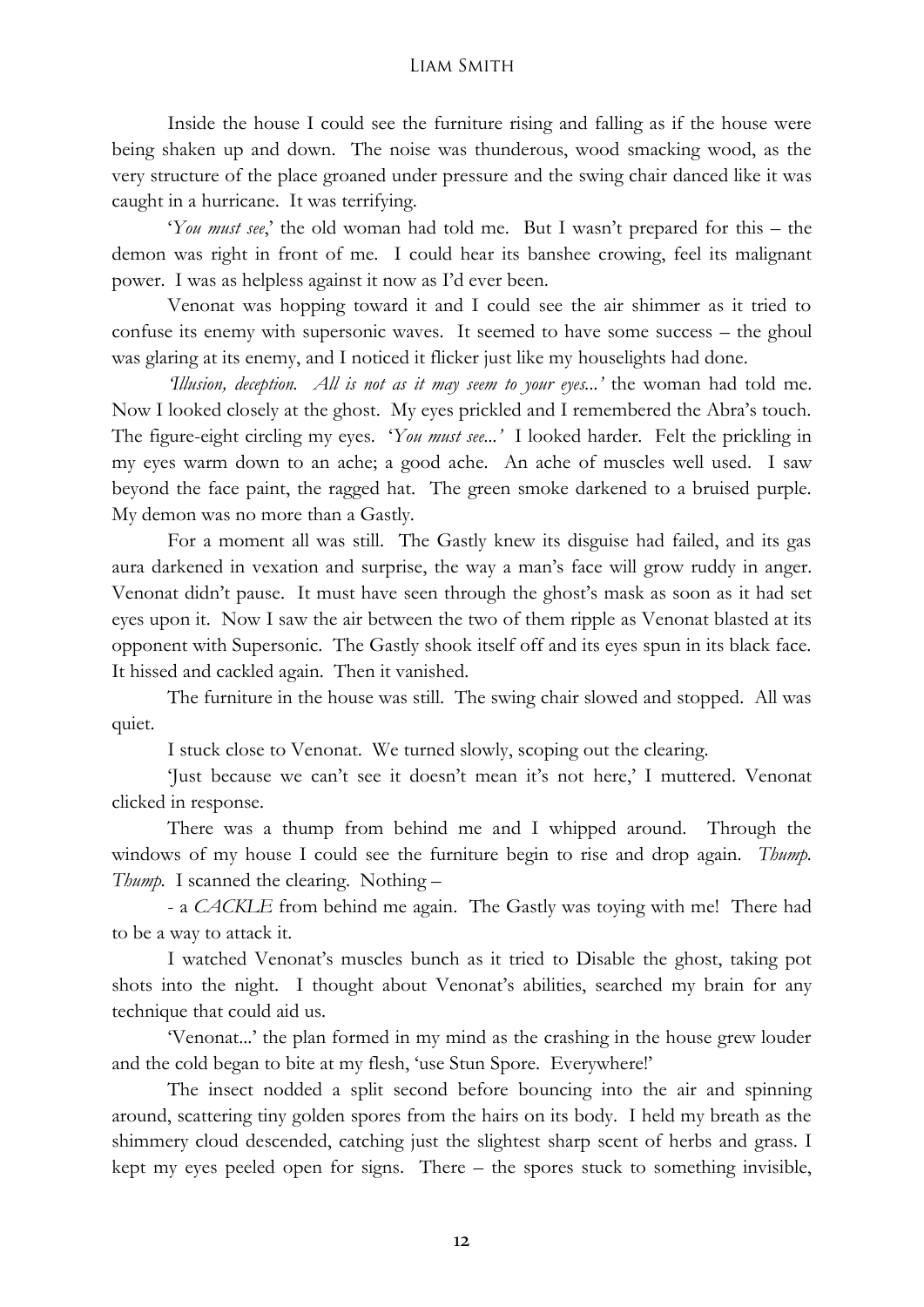Inside the house I could see the furniture rising and falling as if the house were being shaken up and down. The noise was thunderous, wood smacking wood, as the very structure of the place groaned under pressure and the swing chair danced like it was caught in a hurricane. It was terrifying.

'*You must see*,' the old woman had told me. But I wasn't prepared for this – the demon was right in front of me. I could hear its banshee crowing, feel its malignant power. I was as helpless against it now as I'd ever been.

Venonat was hopping toward it and I could see the air shimmer as it tried to confuse its enemy with supersonic waves. It seemed to have some success – the ghoul was glaring at its enemy, and I noticed it flicker just like my houselights had done.

*'Illusion, deception. All is not as it may seem to your eyes...'* the woman had told me. Now I looked closely at the ghost. My eyes prickled and I remembered the Abra's touch. The figure-eight circling my eyes. '*You must see...'* I looked harder. Felt the prickling in my eyes warm down to an ache; a good ache. An ache of muscles well used. I saw beyond the face paint, the ragged hat. The green smoke darkened to a bruised purple. My demon was no more than a Gastly.

For a moment all was still. The Gastly knew its disguise had failed, and its gas aura darkened in vexation and surprise, the way a man's face will grow ruddy in anger. Venonat didn't pause. It must have seen through the ghost's mask as soon as it had set eyes upon it. Now I saw the air between the two of them ripple as Venonat blasted at its opponent with Supersonic. The Gastly shook itself off and its eyes spun in its black face. It hissed and cackled again. Then it vanished.

The furniture in the house was still. The swing chair slowed and stopped. All was quiet.

I stuck close to Venonat. We turned slowly, scoping out the clearing.

'Just because we can't see it doesn't mean it's not here,' I muttered. Venonat clicked in response.

There was a thump from behind me and I whipped around. Through the windows of my house I could see the furniture begin to rise and drop again. *Thump. Thump.* I scanned the clearing. Nothing –

- a *CACKLE* from behind me again. The Gastly was toying with me! There had to be a way to attack it.

I watched Venonat's muscles bunch as it tried to Disable the ghost, taking pot shots into the night. I thought about Venonat's abilities, searched my brain for any technique that could aid us.

'Venonat...' the plan formed in my mind as the crashing in the house grew louder and the cold began to bite at my flesh, 'use Stun Spore. Everywhere!'

The insect nodded a split second before bouncing into the air and spinning around, scattering tiny golden spores from the hairs on its body. I held my breath as the shimmery cloud descended, catching just the slightest sharp scent of herbs and grass. I kept my eyes peeled open for signs. There – the spores stuck to something invisible,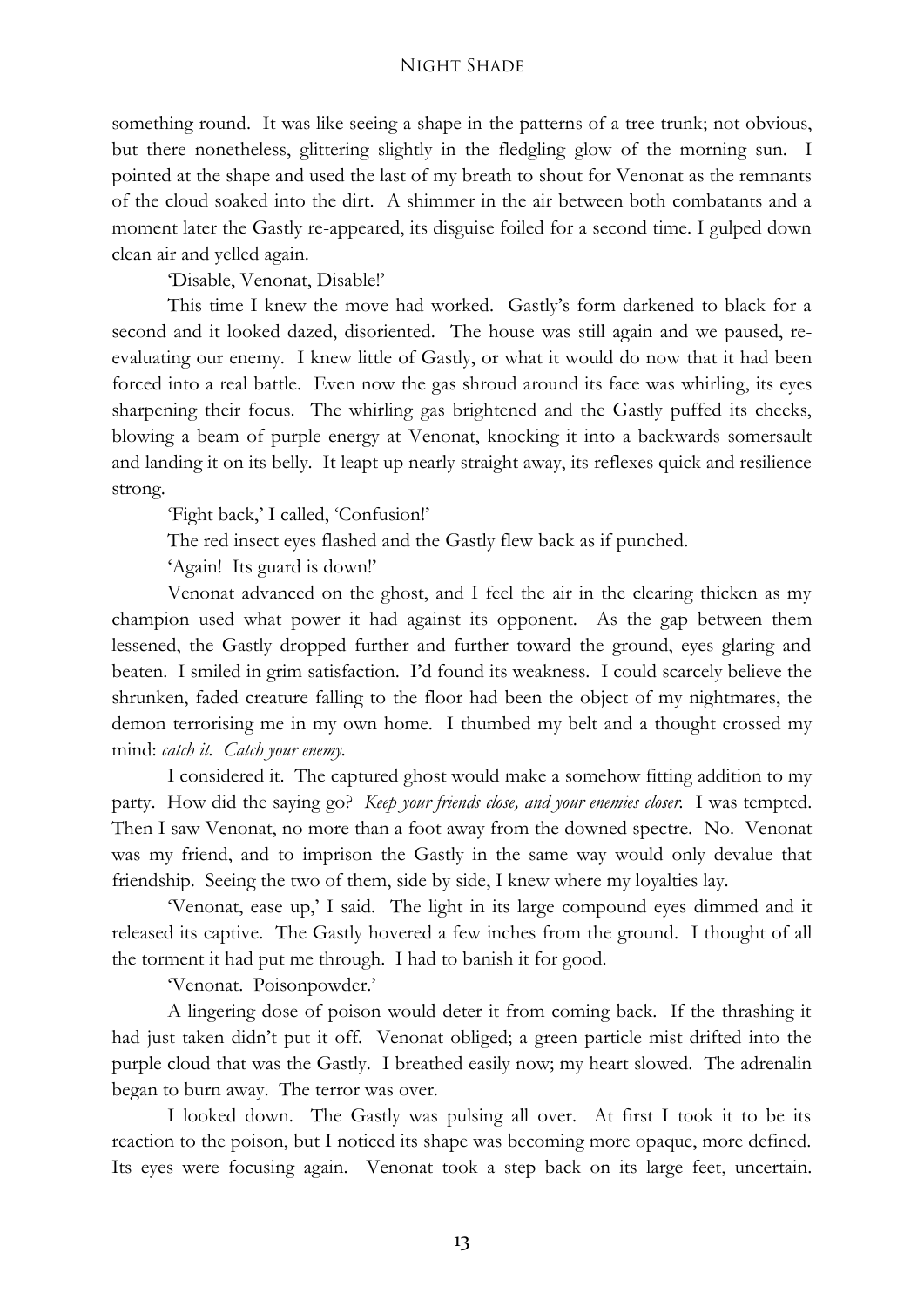something round. It was like seeing a shape in the patterns of a tree trunk; not obvious, but there nonetheless, glittering slightly in the fledgling glow of the morning sun. I pointed at the shape and used the last of my breath to shout for Venonat as the remnants of the cloud soaked into the dirt. A shimmer in the air between both combatants and a moment later the Gastly re-appeared, its disguise foiled for a second time. I gulped down clean air and yelled again.

'Disable, Venonat, Disable!'

This time I knew the move had worked. Gastly's form darkened to black for a second and it looked dazed, disoriented. The house was still again and we paused, re-evaluating our enemy. I knew little of Gastly, or what it would do now that it had been forced into a real battle. Even now the gas shroud around its face was whirling, its eyes sharpening their focus. The whirling gas brightened and the Gastly puffed its cheeks, blowing a beam of purple energy at Venonat, knocking it into a backwards somersault and landing it on its belly. It leapt up nearly straight away, its reflexes quick and resilience strong.

'Fight back,' I called, 'Confusion!'

The red insect eyes flashed and the Gastly flew back as if punched.

'Again! Its guard is down!'

Venonat advanced on the ghost, and I feel the air in the clearing thicken as my champion used what power it had against its opponent. As the gap between them lessened, the Gastly dropped further and further toward the ground, eyes glaring and beaten. I smiled in grim satisfaction. I'd found its weakness. I could scarcely believe the shrunken, faded creature falling to the floor had been the object of my nightmares, the demon terrorising me in my own home. I thumbed my belt and a thought crossed my mind: *catch it. Catch your enemy.*

I considered it. The captured ghost would make a somehow fitting addition to my party. How did the saying go? *Keep your friends close, and your enemies closer.* I was tempted. Then I saw Venonat, no more than a foot away from the downed spectre. No. Venonat was my friend, and to imprison the Gastly in the same way would only devalue that friendship. Seeing the two of them, side by side, I knew where my loyalties lay.

'Venonat, ease up,' I said. The light in its large compound eyes dimmed and it released its captive. The Gastly hovered a few inches from the ground. I thought of all the torment it had put me through. I had to banish it for good.

'Venonat. Poisonpowder.'

A lingering dose of poison would deter it from coming back. If the thrashing it had just taken didn't put it off. Venonat obliged; a green particle mist drifted into the purple cloud that was the Gastly. I breathed easily now; my heart slowed. The adrenalin began to burn away. The terror was over.

I looked down. The Gastly was pulsing all over. At first I took it to be its reaction to the poison, but I noticed its shape was becoming more opaque, more defined. Its eyes were focusing again. Venonat took a step back on its large feet, uncertain.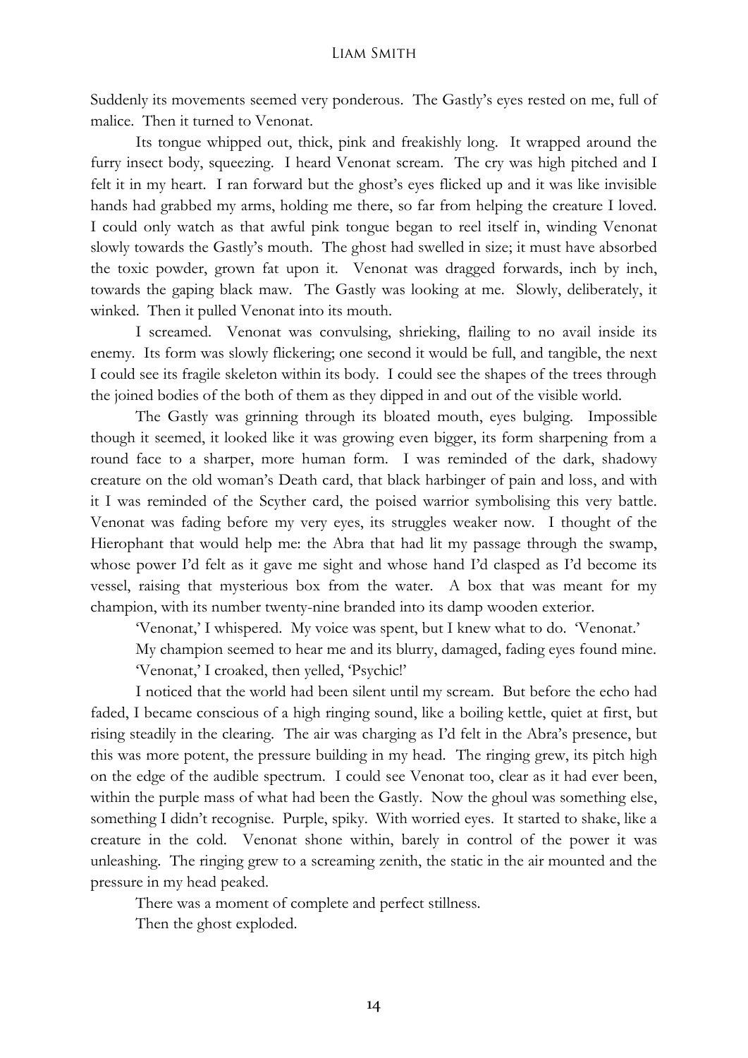Suddenly its movements seemed very ponderous. The Gastly's eyes rested on me, full of malice. Then it turned to Venonat.

Its tongue whipped out, thick, pink and freakishly long. It wrapped around the furry insect body, squeezing. I heard Venonat scream. The cry was high pitched and I felt it in my heart. I ran forward but the ghost's eyes flicked up and it was like invisible hands had grabbed my arms, holding me there, so far from helping the creature I loved. I could only watch as that awful pink tongue began to reel itself in, winding Venonat slowly towards the Gastly's mouth. The ghost had swelled in size; it must have absorbed the toxic powder, grown fat upon it. Venonat was dragged forwards, inch by inch, towards the gaping black maw. The Gastly was looking at me. Slowly, deliberately, it winked. Then it pulled Venonat into its mouth.

I screamed. Venonat was convulsing, shrieking, flailing to no avail inside its enemy. Its form was slowly flickering; one second it would be full, and tangible, the next I could see its fragile skeleton within its body. I could see the shapes of the trees through the joined bodies of the both of them as they dipped in and out of the visible world.

The Gastly was grinning through its bloated mouth, eyes bulging. Impossible though it seemed, it looked like it was growing even bigger, its form sharpening from a round face to a sharper, more human form. I was reminded of the dark, shadowy creature on the old woman's Death card, that black harbinger of pain and loss, and with it I was reminded of the Scyther card, the poised warrior symbolising this very battle. Venonat was fading before my very eyes, its struggles weaker now. I thought of the Hierophant that would help me: the Abra that had lit my passage through the swamp, whose power I'd felt as it gave me sight and whose hand I'd clasped as I'd become its vessel, raising that mysterious box from the water. A box that was meant for my champion, with its number twenty-nine branded into its damp wooden exterior.

'Venonat,' I whispered. My voice was spent, but I knew what to do. 'Venonat.'

My champion seemed to hear me and its blurry, damaged, fading eyes found mine.

'Venonat,' I croaked, then yelled, 'Psychic!'

I noticed that the world had been silent until my scream. But before the echo had faded, I became conscious of a high ringing sound, like a boiling kettle, quiet at first, but rising steadily in the clearing. The air was charging as I'd felt in the Abra's presence, but this was more potent, the pressure building in my head. The ringing grew, its pitch high on the edge of the audible spectrum. I could see Venonat too, clear as it had ever been, within the purple mass of what had been the Gastly. Now the ghoul was something else, something I didn't recognise. Purple, spiky. With worried eyes. It started to shake, like a creature in the cold. Venonat shone within, barely in control of the power it was unleashing. The ringing grew to a screaming zenith, the static in the air mounted and the pressure in my head peaked.

There was a moment of complete and perfect stillness.

Then the ghost exploded.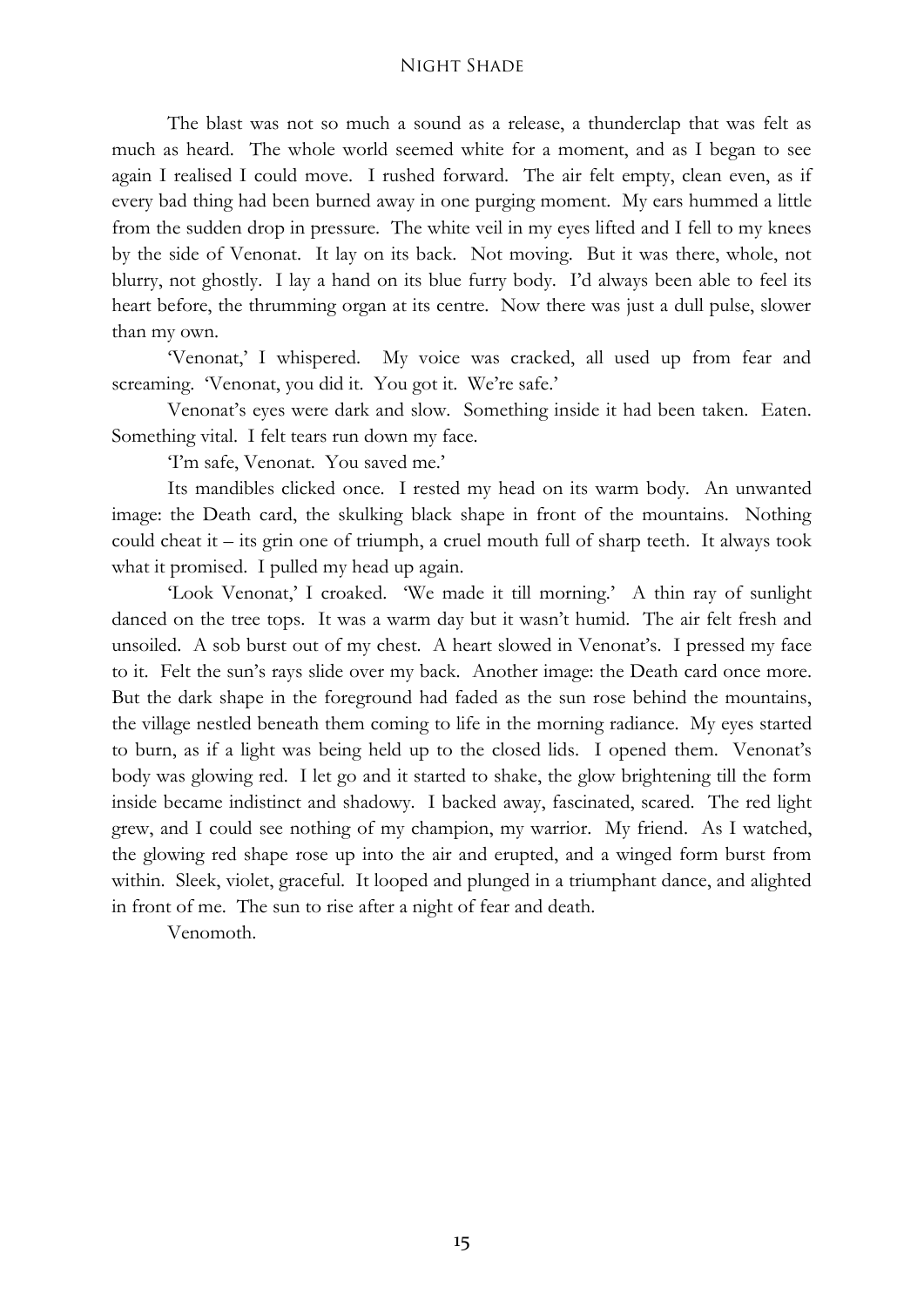The blast was not so much a sound as a release, a thunderclap that was felt as much as heard. The whole world seemed white for a moment, and as I began to see again I realised I could move. I rushed forward. The air felt empty, clean even, as if every bad thing had been burned away in one purging moment. My ears hummed a little from the sudden drop in pressure. The white veil in my eyes lifted and I fell to my knees by the side of Venonat. It lay on its back. Not moving. But it was there, whole, not blurry, not ghostly. I lay a hand on its blue furry body. I'd always been able to feel its heart before, the thrumming organ at its centre. Now there was just a dull pulse, slower than my own.

'Venonat,' I whispered. My voice was cracked, all used up from fear and screaming. 'Venonat, you did it. You got it. We're safe.'

Venonat's eyes were dark and slow. Something inside it had been taken. Eaten. Something vital. I felt tears run down my face.

'I'm safe, Venonat. You saved me.'

Its mandibles clicked once. I rested my head on its warm body. An unwanted image: the Death card, the skulking black shape in front of the mountains. Nothing could cheat it – its grin one of triumph, a cruel mouth full of sharp teeth. It always took what it promised. I pulled my head up again.

'Look Venonat,' I croaked. 'We made it till morning.' A thin ray of sunlight danced on the tree tops. It was a warm day but it wasn't humid. The air felt fresh and unsoiled. A sob burst out of my chest. A heart slowed in Venonat's. I pressed my face to it. Felt the sun's rays slide over my back. Another image: the Death card once more. But the dark shape in the foreground had faded as the sun rose behind the mountains, the village nestled beneath them coming to life in the morning radiance. My eyes started to burn, as if a light was being held up to the closed lids. I opened them. Venonat's body was glowing red. I let go and it started to shake, the glow brightening till the form inside became indistinct and shadowy. I backed away, fascinated, scared. The red light grew, and I could see nothing of my champion, my warrior. My friend. As I watched, the glowing red shape rose up into the air and erupted, and a winged form burst from within. Sleek, violet, graceful. It looped and plunged in a triumphant dance, and alighted in front of me. The sun to rise after a night of fear and death.

Venomoth.